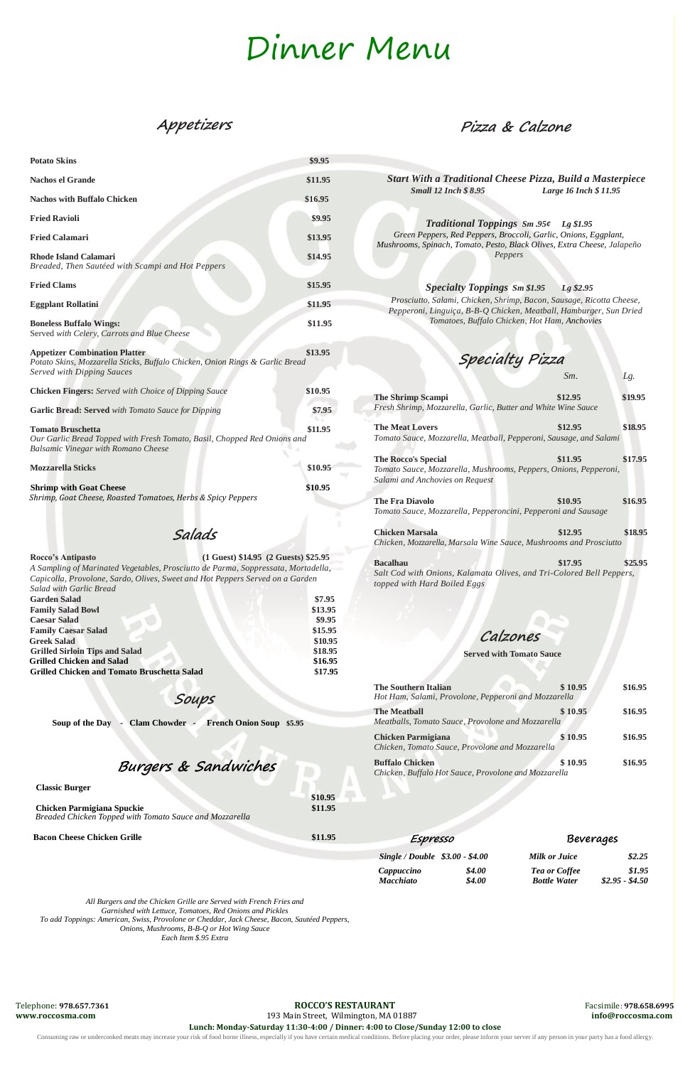# Dinner Menu

## Appetizers

| Item | Price |
|---|---|
| **Potato Skins** | $9.95 |
| **Nachos el Grande** | $11.95 |
| **Nachos with Buffalo Chicken** | $16.95 |
| **Fried Ravioli** | $9.95 |
| **Fried Calamari** | $13.95 |
| **Rhode Island Calamari** *Breaded, Then Sautéed with Scampi and Hot Peppers* | $14.95 |
| **Fried Clams** | $15.95 |
| **Eggplant Rollatini** | $11.95 |
| **Boneless Buffalo Wings:** Served *with Celery, Carrots and Blue Cheese* | $11.95 |
| **Appetizer Combination Platter** *Potato Skins, Mozzarella Sticks, Buffalo Chicken, Onion Rings & Garlic Bread Served with Dipping Sauces* | $13.95 |
| **Chicken Fingers:** *Served with Choice of Dipping Sauce* | $10.95 |
| **Garlic Bread: Served** *with Tomato Sauce for Dipping* | $7.95 |
| **Tomato Bruschetta** *Our Garlic Bread Topped with Fresh Tomato, Basil, Chopped Red Onions and Balsamic Vinegar with Romano Cheese* | $11.95 |
| **Mozzarella Sticks** | $10.95 |
| **Shrimp with Goat Cheese** *Shrimp, Goat Cheese, Roasted Tomatoes, Herbs & Spicy Peppers* | $10.95 |

## Salads

**Rocco's Antipasto** (1 Guest) $14.95 (2 Guests) $25.95
*A Sampling of Marinated Vegetables, Prosciutto de Parma, Soppressata, Mortadella, Capicolla, Provolone, Sardo, Olives, Sweet and Hot Peppers Served on a Garden Salad with Garlic Bread*

| Item | Price |
|---|---|
| **Garden Salad** | $7.95 |
| **Family Salad Bowl** | $13.95 |
| **Caesar Salad** | $9.95 |
| **Family Caesar Salad** | $15.95 |
| **Greek Salad** | $10.95 |
| **Grilled Sirloin Tips and Salad** | $18.95 |
| **Grilled Chicken and Salad** | $16.95 |
| **Grilled Chicken and Tomato Bruschetta Salad** | $17.95 |

## Soups

**Soup of the Day - Clam Chowder - French Onion Soup $5.95**

## Burgers & Sandwiches

| Item | Price |
|---|---|
| **Classic Burger** | $10.95 |
| **Chicken Parmigiana Spuckie** *Breaded Chicken Topped with Tomato Sauce and Mozzarella* | $11.95 |
| **Bacon Cheese Chicken Grille** | $11.95 |

*All Burgers and the Chicken Grille are Served with French Fries and Garnished with Lettuce, Tomatoes, Red Onions and Pickles*
*To add Toppings: American, Swiss, Provolone or Cheddar, Jack Cheese, Bacon, Sautéed Peppers, Onions, Mushrooms, B-B-Q or Hot Wing Sauce*
*Each Item $.95 Extra*

## Pizza & Calzone

***Start With a Traditional Cheese Pizza, Build a Masterpiece***
***Small 12 Inch $ 8.95 Large 16 Inch $ 11.95***

***Traditional Toppings Sm .95¢ Lg $1.95***
*Green Peppers, Red Peppers, Broccoli, Garlic, Onions, Eggplant, Mushrooms, Spinach, Tomato, Pesto, Black Olives, Extra Cheese, Jalapeño Peppers*

***Specialty Toppings Sm $1.95 Lg $2.95***
*Prosciutto, Salami, Chicken, Shrimp, Bacon, Sausage, Ricotta Cheese, Pepperoni, Linguiça, B-B-Q Chicken, Meatball, Hamburger, Sun Dried Tomatoes, Buffalo Chicken, Hot Ham, Anchovies*

## Specialty Pizza

| Pizza | Sm. | Lg. |
|---|---|---|
| **The Shrimp Scampi** *Fresh Shrimp, Mozzarella, Garlic, Butter and White Wine Sauce* | $12.95 | $19.95 |
| **The Meat Lovers** *Tomato Sauce, Mozzarella, Meatball, Pepperoni, Sausage, and Salami* | $12.95 | $18.95 |
| **The Rocco's Special** *Tomato Sauce, Mozzarella, Mushrooms, Peppers, Onions, Pepperoni, Salami and Anchovies on Request* | $11.95 | $17.95 |
| **The Fra Diavolo** *Tomato Sauce, Mozzarella, Pepperoncini, Pepperoni and Sausage* | $10.95 | $16.95 |
| **Chicken Marsala** *Chicken, Mozzarella, Marsala Wine Sauce, Mushrooms and Prosciutto* | $12.95 | $18.95 |
| **Bacalhau** *Salt Cod with Onions, Kalamata Olives, and Tri-Colored Bell Peppers, topped with Hard Boiled Eggs* | $17.95 | $25.95 |

## Calzones

**Served with Tomato Sauce**

| Calzone | Sm. | Lg. |
|---|---|---|
| **The Southern Italian** *Hot Ham, Salami, Provolone, Pepperoni and Mozzarella* | $ 10.95 | $16.95 |
| **The Meatball** *Meatballs, Tomato Sauce, Provolone and Mozzarella* | $ 10.95 | $16.95 |
| **Chicken Parmigiana** *Chicken, Tomato Sauce, Provolone and Mozzarella* | $ 10.95 | $16.95 |
| **Buffalo Chicken** *Chicken, Buffalo Hot Sauce, Provolone and Mozzarella* | $ 10.95 | $16.95 |

## Espresso

| Item | Price |
|---|---|
| *Single / Double* | *$3.00 - $4.00* |
| *Cappuccino* | *$4.00* |
| *Macchiato* | *$4.00* |

## Beverages

| Item | Price |
|---|---|
| *Milk or Juice* | *$2.25* |
| *Tea or Coffee* | *$1.95* |
| *Bottle Water* | *$2.95 - $4.50* |

Telephone: **978.657.7361**
**www.roccosma.com**

**ROCCO'S RESTAURANT**
193 Main Street, Wilmington, MA 01887
**Lunch: Monday-Saturday 11:30-4:00 / Dinner: 4:00 to Close/Sunday 12:00 to close**

Facsimile: **978.658.6995**
**info@roccosma.com**

Consuming raw or undercooked meats may increase your risk of food borne illness, especially if you have certain medical conditions. Before placing your order, please inform your server if any person in your party has a food allergy.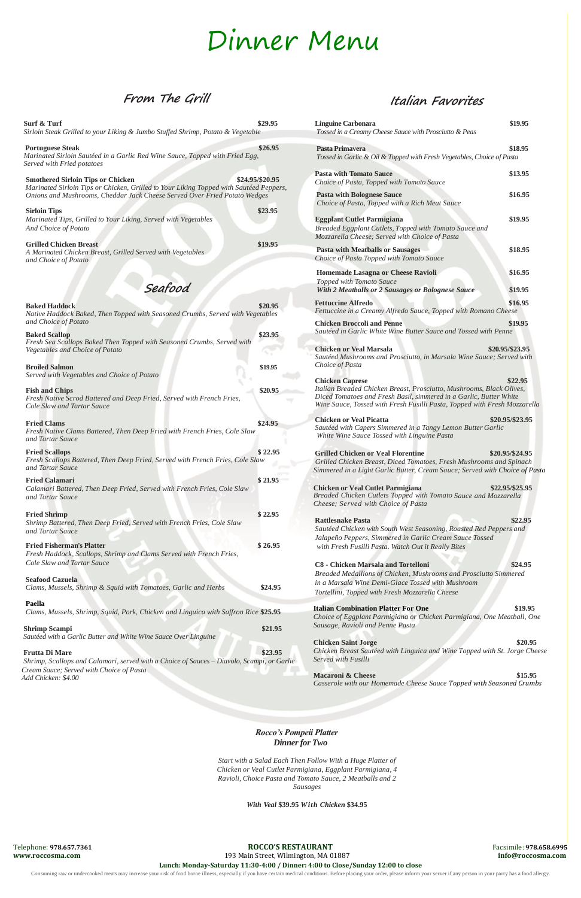# Dinner Menu

## From The Grill

**Surf & Turf** — **$29.95**
*Sirloin Steak Grilled to your Liking & Jumbo Stuffed Shrimp, Potato & Vegetable*

**Portuguese Steak** — **$26.95**
*Marinated Sirloin Sautéed in a Garlic Red Wine Sauce, Topped with Fried Egg, Served with Fried potatoes*

**Smothered Sirloin Tips or Chicken** — **$24.95/$20.95**
*Marinated Sirloin Tips or Chicken, Grilled to Your Liking Topped with Sautéed Peppers, Onions and Mushrooms, Cheddar Jack Cheese Served Over Fried Potato Wedges*

**Sirloin Tips** — **$23.95**
*Marinated Tips, Grilled to Your Liking, Served with Vegetables And Choice of Potato*

**Grilled Chicken Breast** — **$19.95**
*A Marinated Chicken Breast, Grilled Served with Vegetables and Choice of Potato*

## Seafood

**Baked Haddock** — **$20.95**
*Native Haddock Baked, Then Topped with Seasoned Crumbs, Served with Vegetables and Choice of Potato*

**Baked Scallop** — **$23.95**
*Fresh Sea Scallops Baked Then Topped with Seasoned Crumbs, Served with Vegetables and Choice of Potato*

**Broiled Salmon** — **$19.95**
*Served with Vegetables and Choice of Potato*

**Fish and Chips** — **$20.95**
*Fresh Native Scrod Battered and Deep Fried, Served with French Fries, Cole Slaw and Tartar Sauce*

**Fried Clams** — **$24.95**
*Fresh Native Clams Battered, Then Deep Fried with French Fries, Cole Slaw and Tartar Sauce*

**Fried Scallops** — **$ 22.95**
*Fresh Scallops Battered, Then Deep Fried, Served with French Fries, Cole Slaw and Tartar Sauce*

**Fried Calamari** — **$ 21.95**
*Calamari Battered, Then Deep Fried, Served with French Fries, Cole Slaw and Tartar Sauce*

**Fried Shrimp** — **$ 22.95**
*Shrimp Battered, Then Deep Fried, Served with French Fries, Cole Slaw and Tartar Sauce*

**Fried Fisherman's Platter** — **$ 26.95**
*Fresh Haddock, Scallops, Shrimp and Clams Served with French Fries, Cole Slaw and Tartar Sauce*

**Seafood Cazuela** — **$24.95**
*Clams, Mussels, Shrimp & Squid with Tomatoes, Garlic and Herbs*

**Paella** — **$25.95**
*Clams, Mussels, Shrimp, Squid, Pork, Chicken and Linguica with Saffron Rice*

**Shrimp Scampi** — **$21.95**
*Sautéed with a Garlic Butter and White Wine Sauce Over Linguine*

**Frutta Di Mare** — **$23.95**
*Shrimp, Scallops and Calamari, served with a Choice of Sauces – Diavolo, Scampi, or Garlic Cream Sauce; Served with Choice of Pasta*
*Add Chicken: $4.00*

## Italian Favorites

**Linguine Carbonara** — **$19.95**
*Tossed in a Creamy Cheese Sauce with Prosciutto & Peas*

**Pasta Primavera** — **$18.95**
*Tossed in Garlic & Oil & Topped with Fresh Vegetables, Choice of Pasta*

**Pasta with Tomato Sauce** — **$13.95**
*Choice of Pasta, Topped with Tomato Sauce*

**Pasta with Bolognese Sauce** — **$16.95**
*Choice of Pasta, Topped with a Rich Meat Sauce*

**Eggplant Cutlet Parmigiana** — **$19.95**
*Breaded Eggplant Cutlets, Topped with Tomato Sauce and Mozzarella Cheese; Served with Choice of Pasta*

**Pasta with Meatballs or Sausages** — **$18.95**
*Choice of Pasta Topped with Tomato Sauce*

**Homemade Lasagna or Cheese Ravioli** — **$16.95**
*Topped with Tomato Sauce*
***With 2 Meatballs or 2 Sausages or Bolognese Sauce*** — **$19.95**

**Fettuccine Alfredo** — **$16.95**
*Fettuccine in a Creamy Alfredo Sauce, Topped with Romano Cheese*

**Chicken Broccoli and Penne** — **$19.95**
*Sautéed in Garlic White Wine Butter Sauce and Tossed with Penne*

**Chicken or Veal Marsala** — **$20.95/$23.95**
*Sautéed Mushrooms and Prosciutto, in Marsala Wine Sauce; Served with Choice of Pasta*

**Chicken Caprese** — **$22.95**
*Italian Breaded Chicken Breast, Prosciutto, Mushrooms, Black Olives, Diced Tomatoes and Fresh Basil, simmered in a Garlic, Butter White Wine Sauce, Tossed with Fresh Fusilli Pasta, Topped with Fresh Mozzarella*

**Chicken or Veal Picatta** — **$20.95/$23.95**
*Sautéed with Capers Simmered in a Tangy Lemon Butter Garlic White Wine Sauce Tossed with Linguine Pasta*

**Grilled Chicken or Veal Florentine** — **$20.95/$24.95**
*Grilled Chicken Breast, Diced Tomatoes, Fresh Mushrooms and Spinach Simmered in a Light Garlic Butter, Cream Sauce; Served with Choice of Pasta*

**Chicken or Veal Cutlet Parmigiana** — **$22.95/$25.95**
*Breaded Chicken Cutlets Topped with Tomato Sauce and Mozzarella Cheese; Served with Choice of Pasta*

**Rattlesnake Pasta** — **$22.95**
*Sautéed Chicken with South West Seasoning, Roasted Red Peppers and Jalapeño Peppers, Simmered in Garlic Cream Sauce Tossed with Fresh Fusilli Pasta. Watch Out it Really Bites*

**C8 - Chicken Marsala and Tortelloni** — **$24.95**
*Breaded Medallions of Chicken, Mushrooms and Prosciutto Simmered in a Marsala Wine Demi-Glace Tossed with Mushroom Tortellini, Topped with Fresh Mozzarella Cheese*

**Italian Combination Platter For One** — **$19.95**
*Choice of Eggplant Parmigiana or Chicken Parmigiana, One Meatball, One Sausage, Ravioli and Penne Pasta*

**Chicken Saint Jorge** — **$20.95**
*Chicken Breast Sautéed with Linguica and Wine Topped with St. Jorge Cheese Served with Fusilli*

**Macaroni & Cheese** — **$15.95**
*Casserole with our Homemade Cheese Sauce Topped with Seasoned Crumbs*

## *Rocco's Pompeii Platter Dinner for Two*

*Start with a Salad Each Then Follow With a Huge Platter of Chicken or Veal Cutlet Parmigiana, Eggplant Parmigiana, 4 Ravioli, Choice Pasta and Tomato Sauce, 2 Meatballs and 2 Sausages*

***With Veal* $39.95 *With Chicken* $34.95**

---

Telephone: **978.657.7361**
**www.roccosma.com**

**ROCCO'S RESTAURANT**
193 Main Street, Wilmington, MA 01887
**Lunch: Monday-Saturday 11:30-4:00 / Dinner: 4:00 to Close/Sunday 12:00 to close**

Facsimile: **978.658.6995**
**info@roccosma.com**

Consuming raw or undercooked meats may increase your risk of food borne illness, especially if you have certain medical conditions. Before placing your order, please inform your server if any person in your party has a food allergy.